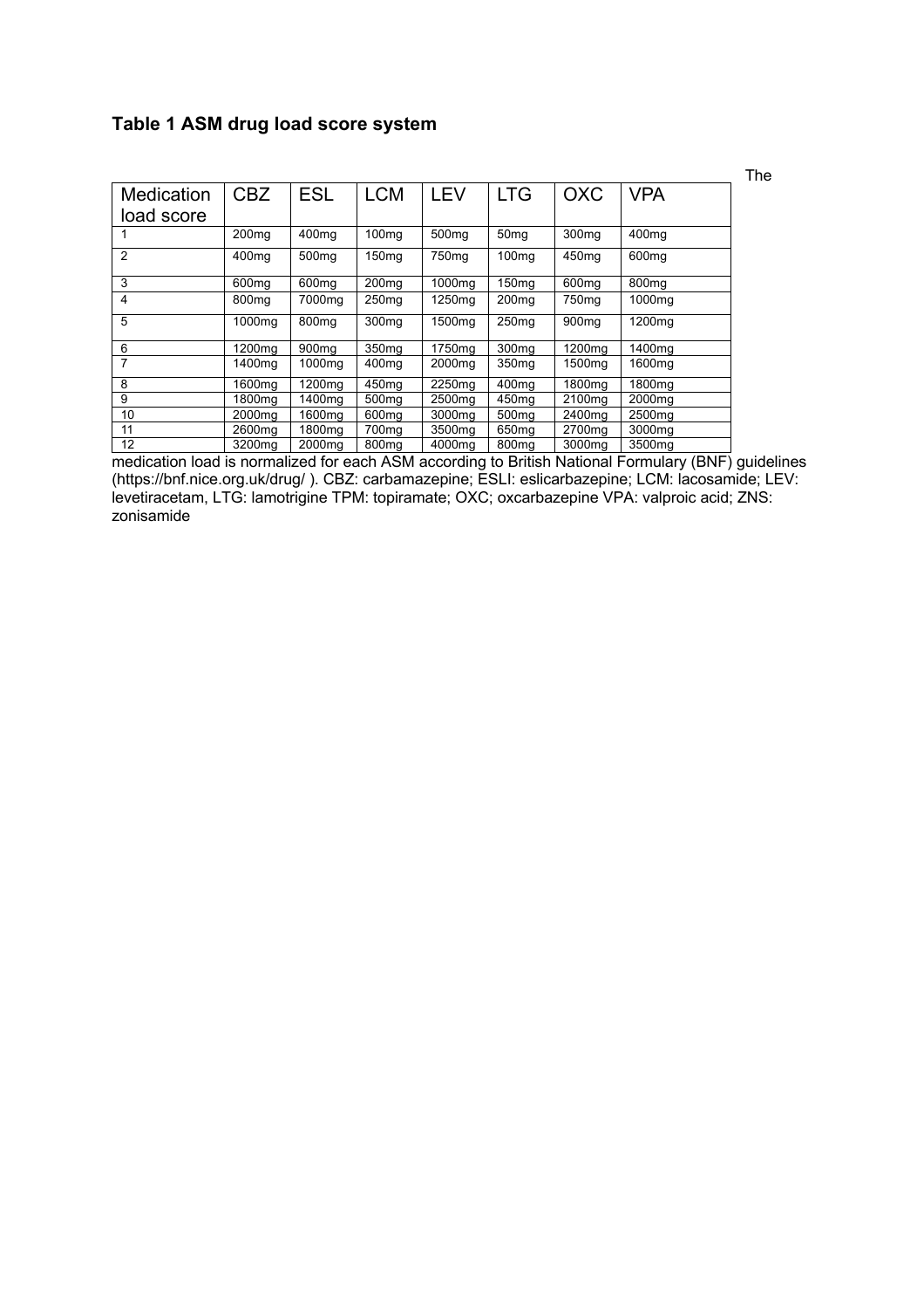### Table 1 ASM drug load score system

| Medication load score | CBZ | ESL | LCM | LEV | LTG | OXC | VPA |
|---|---|---|---|---|---|---|---|
| 1 | 200mg | 400mg | 100mg | 500mg | 50mg | 300mg | 400mg |
| 2 | 400mg | 500mg | 150mg | 750mg | 100mg | 450mg | 600mg |
| 3 | 600mg | 600mg | 200mg | 1000mg | 150mg | 600mg | 800mg |
| 4 | 800mg | 7000mg | 250mg | 1250mg | 200mg | 750mg | 1000mg |
| 5 | 1000mg | 800mg | 300mg | 1500mg | 250mg | 900mg | 1200mg |
| 6 | 1200mg | 900mg | 350mg | 1750mg | 300mg | 1200mg | 1400mg |
| 7 | 1400mg | 1000mg | 400mg | 2000mg | 350mg | 1500mg | 1600mg |
| 8 | 1600mg | 1200mg | 450mg | 2250mg | 400mg | 1800mg | 1800mg |
| 9 | 1800mg | 1400mg | 500mg | 2500mg | 450mg | 2100mg | 2000mg |
| 10 | 2000mg | 1600mg | 600mg | 3000mg | 500mg | 2400mg | 2500mg |
| 11 | 2600mg | 1800mg | 700mg | 3500mg | 650mg | 2700mg | 3000mg |
| 12 | 3200mg | 2000mg | 800mg | 4000mg | 800mg | 3000mg | 3500mg |

The medication load is normalized for each ASM according to British National Formulary (BNF) guidelines (https://bnf.nice.org.uk/drug/ ). CBZ: carbamazepine; ESLI: eslicarbazepine; LCM: lacosamide; LEV: levetiracetam, LTG: lamotrigine TPM: topiramate; OXC; oxcarbazepine VPA: valproic acid; ZNS: zonisamide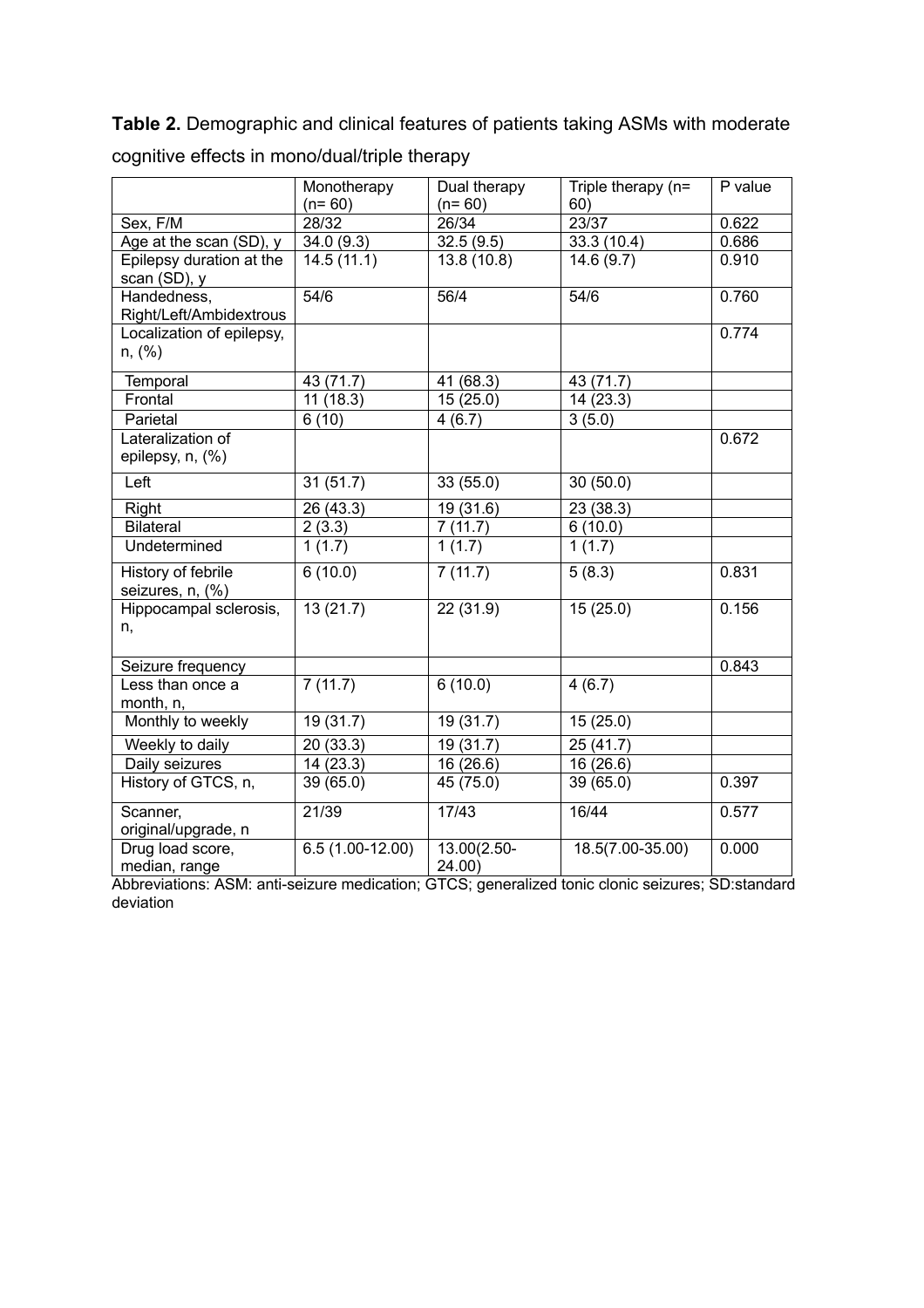**Table 2.** Demographic and clinical features of patients taking ASMs with moderate cognitive effects in mono/dual/triple therapy

| | Monotherapy (n= 60) | Dual therapy (n= 60) | Triple therapy (n= 60) | P value |
|---|---|---|---|---|
| Sex, F/M | 28/32 | 26/34 | 23/37 | 0.622 |
| Age at the scan (SD), y | 34.0 (9.3) | 32.5 (9.5) | 33.3 (10.4) | 0.686 |
| Epilepsy duration at the scan (SD), y | 14.5 (11.1) | 13.8 (10.8) | 14.6 (9.7) | 0.910 |
| Handedness, Right/Left/Ambidextrous | 54/6 | 56/4 | 54/6 | 0.760 |
| Localization of epilepsy, n, (%) | | | | 0.774 |
| Temporal | 43 (71.7) | 41 (68.3) | 43 (71.7) | |
| Frontal | 11 (18.3) | 15 (25.0) | 14 (23.3) | |
| Parietal | 6 (10) | 4 (6.7) | 3 (5.0) | |
| Lateralization of epilepsy, n, (%) | | | | 0.672 |
| Left | 31 (51.7) | 33 (55.0) | 30 (50.0) | |
| Right | 26 (43.3) | 19 (31.6) | 23 (38.3) | |
| Bilateral | 2 (3.3) | 7 (11.7) | 6 (10.0) | |
| Undetermined | 1 (1.7) | 1 (1.7) | 1 (1.7) | |
| History of febrile seizures, n, (%) | 6 (10.0) | 7 (11.7) | 5 (8.3) | 0.831 |
| Hippocampal sclerosis, n, | 13 (21.7) | 22 (31.9) | 15 (25.0) | 0.156 |
| Seizure frequency | | | | 0.843 |
| Less than once a month, n, | 7 (11.7) | 6 (10.0) | 4 (6.7) | |
| Monthly to weekly | 19 (31.7) | 19 (31.7) | 15 (25.0) | |
| Weekly to daily | 20 (33.3) | 19 (31.7) | 25 (41.7) | |
| Daily seizures | 14 (23.3) | 16 (26.6) | 16 (26.6) | |
| History of GTCS, n, | 39 (65.0) | 45 (75.0) | 39 (65.0) | 0.397 |
| Scanner, original/upgrade, n | 21/39 | 17/43 | 16/44 | 0.577 |
| Drug load score, median, range | 6.5 (1.00-12.00) | 13.00(2.50-24.00) | 18.5(7.00-35.00) | 0.000 |

Abbreviations: ASM: anti-seizure medication; GTCS; generalized tonic clonic seizures; SD:standard deviation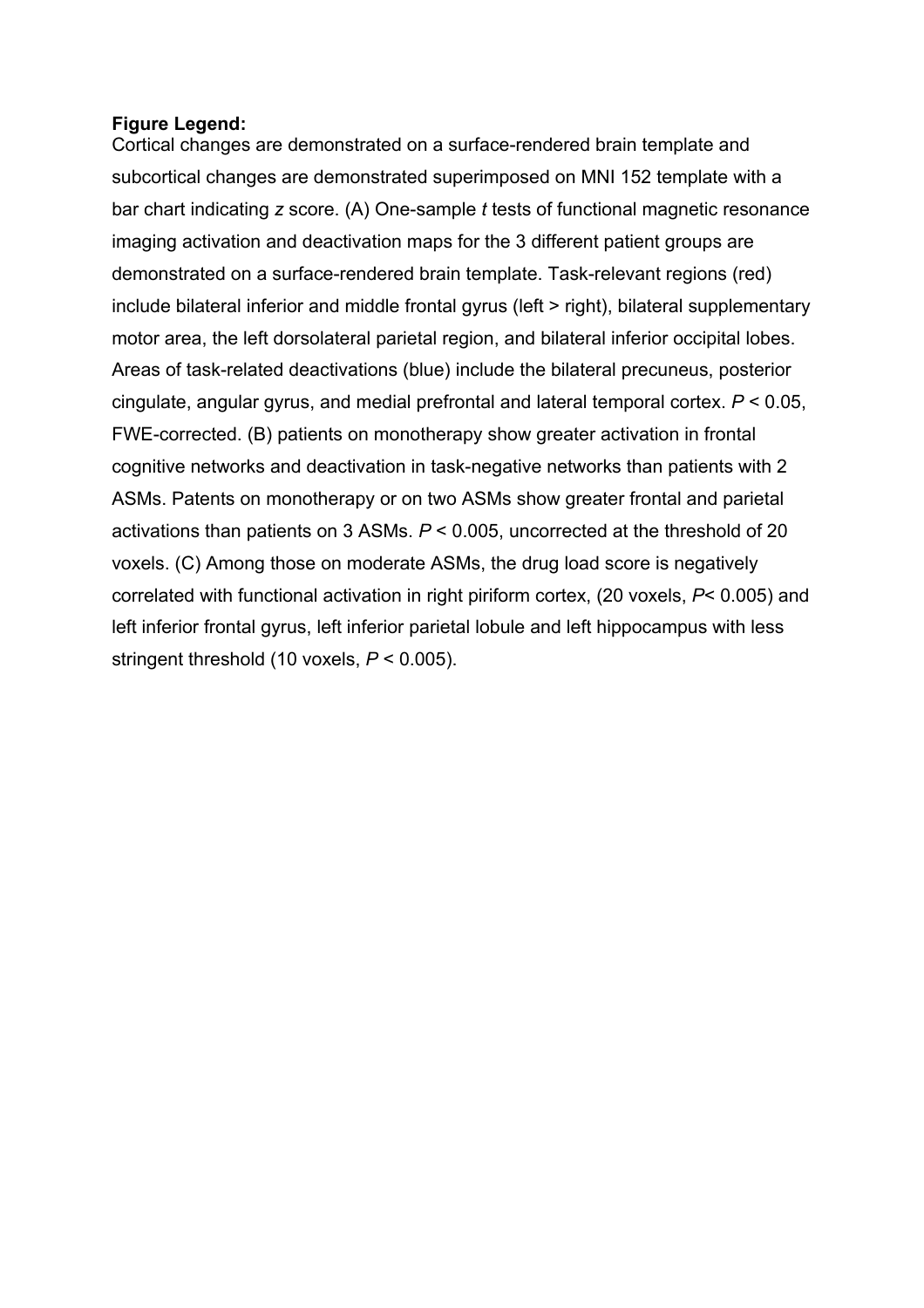**Figure Legend:**

Cortical changes are demonstrated on a surface-rendered brain template and subcortical changes are demonstrated superimposed on MNI 152 template with a bar chart indicating *z* score. (A) One-sample *t* tests of functional magnetic resonance imaging activation and deactivation maps for the 3 different patient groups are demonstrated on a surface-rendered brain template. Task-relevant regions (red) include bilateral inferior and middle frontal gyrus (left > right), bilateral supplementary motor area, the left dorsolateral parietal region, and bilateral inferior occipital lobes. Areas of task-related deactivations (blue) include the bilateral precuneus, posterior cingulate, angular gyrus, and medial prefrontal and lateral temporal cortex. $P < 0.05$, FWE-corrected. (B) patients on monotherapy show greater activation in frontal cognitive networks and deactivation in task-negative networks than patients with 2 ASMs. Patents on monotherapy or on two ASMs show greater frontal and parietal activations than patients on 3 ASMs. $P < 0.005$, uncorrected at the threshold of 20 voxels. (C) Among those on moderate ASMs, the drug load score is negatively correlated with functional activation in right piriform cortex, (20 voxels, $P< 0.005$) and left inferior frontal gyrus, left inferior parietal lobule and left hippocampus with less stringent threshold (10 voxels, $P < 0.005$).